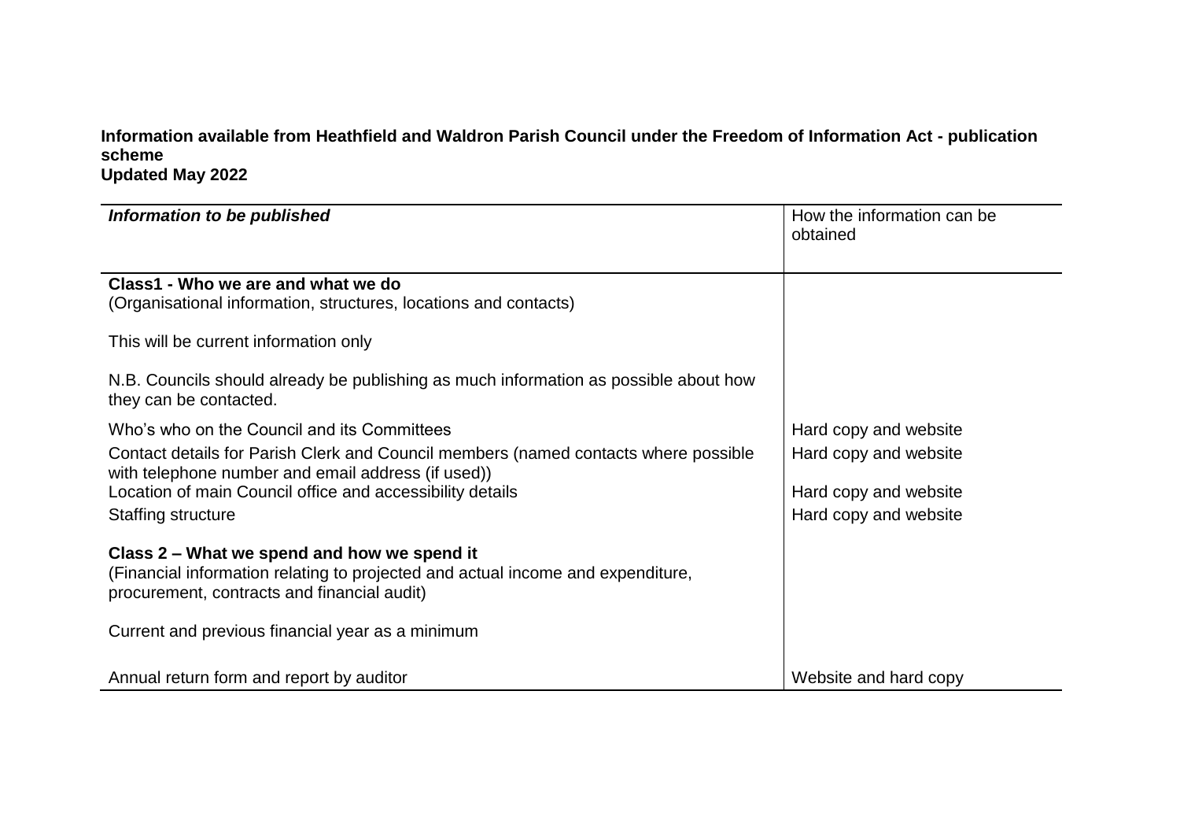**Information available from Heathfield and Waldron Parish Council under the Freedom of Information Act - publication scheme**
**Updated May 2022**

| *Information to be published* | How the information can be obtained |
| --- | --- |
| **Class1 - Who we are and what we do**<br>(Organisational information, structures, locations and contacts)<br><br>This will be current information only<br><br>N.B. Councils should already be publishing as much information as possible about how they can be contacted. | |
| Who's who on the Council and its Committees | Hard copy and website |
| Contact details for Parish Clerk and Council members (named contacts where possible with telephone number and email address (if used)) | Hard copy and website |
| Location of main Council office and accessibility details | Hard copy and website |
| Staffing structure | Hard copy and website |
| **Class 2 – What we spend and how we spend it**<br>(Financial information relating to projected and actual income and expenditure, procurement, contracts and financial audit)<br><br>Current and previous financial year as a minimum | |
| Annual return form and report by auditor | Website and hard copy |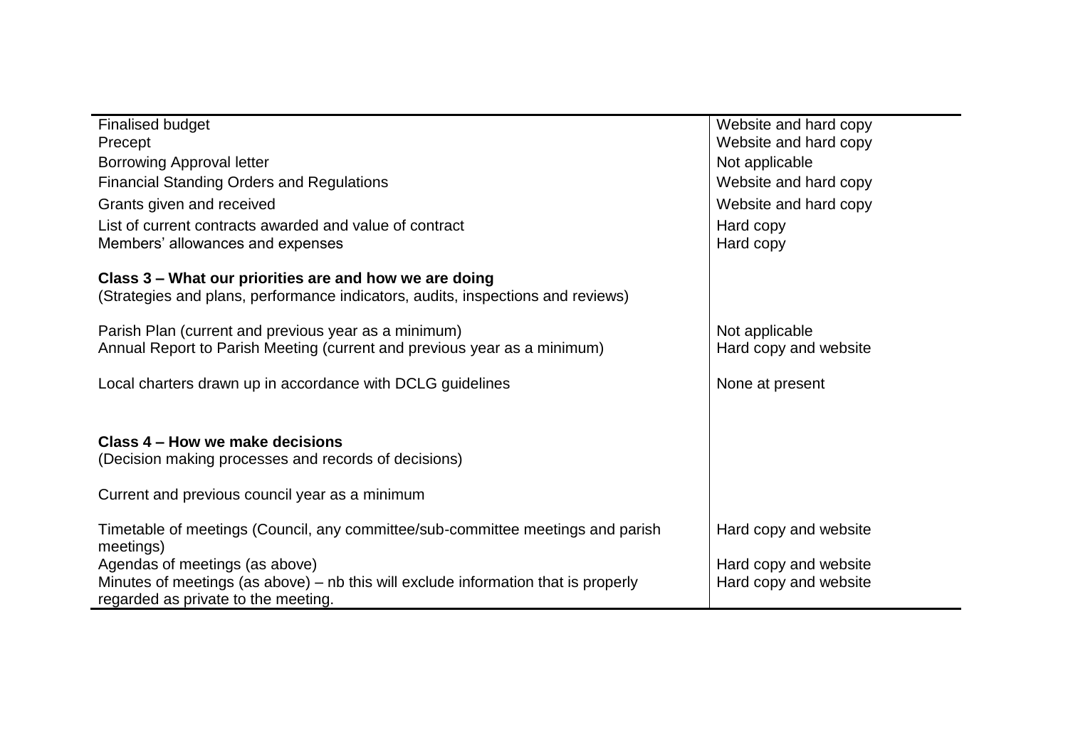| | |
|---|---|
| Finalised budget | Website and hard copy |
| Precept | Website and hard copy |
| Borrowing Approval letter | Not applicable |
| Financial Standing Orders and Regulations | Website and hard copy |
| Grants given and received | Website and hard copy |
| List of current contracts awarded and value of contract | Hard copy |
| Members' allowances and expenses | Hard copy |
| **Class 3 – What our priorities are and how we are doing**<br>(Strategies and plans, performance indicators, audits, inspections and reviews) | |
| Parish Plan (current and previous year as a minimum) | Not applicable |
| Annual Report to Parish Meeting (current and previous year as a minimum) | Hard copy and website |
| Local charters drawn up in accordance with DCLG guidelines | None at present |
| **Class 4 – How we make decisions**<br>(Decision making processes and records of decisions) | |
| Current and previous council year as a minimum | |
| Timetable of meetings (Council, any committee/sub-committee meetings and parish meetings) | Hard copy and website |
| Agendas of meetings (as above) | Hard copy and website |
| Minutes of meetings (as above) – nb this will exclude information that is properly regarded as private to the meeting. | Hard copy and website |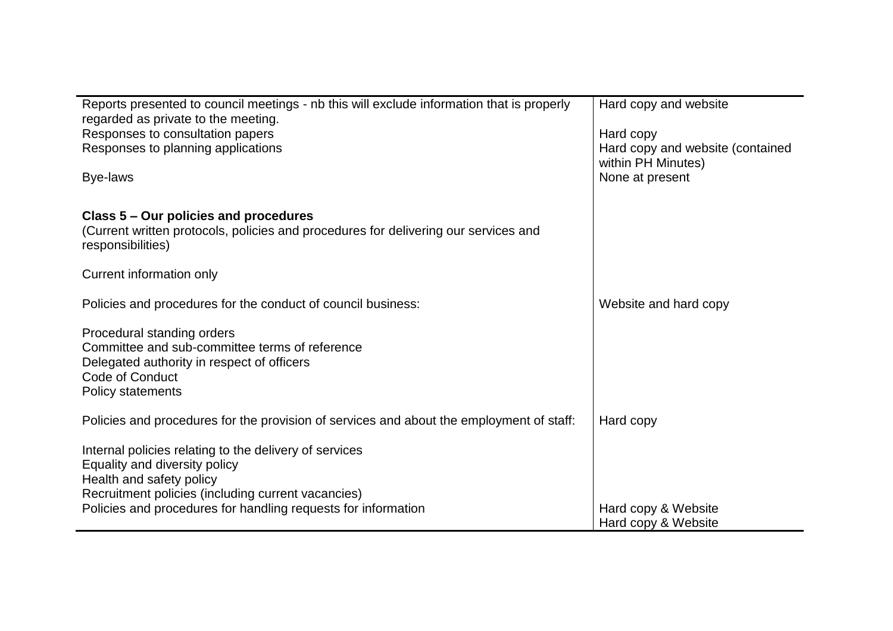| | |
|---|---|
| Reports presented to council meetings - nb this will exclude information that is properly regarded as private to the meeting. | Hard copy and website |
| Responses to consultation papers | Hard copy |
| Responses to planning applications | Hard copy and website (contained within PH Minutes) |
| Bye-laws | None at present |
| **Class 5 – Our policies and procedures**<br>(Current written protocols, policies and procedures for delivering our services and responsibilities) | |
| Current information only | |
| Policies and procedures for the conduct of council business: | Website and hard copy |
| Procedural standing orders<br>Committee and sub-committee terms of reference<br>Delegated authority in respect of officers<br>Code of Conduct<br>Policy statements | |
| Policies and procedures for the provision of services and about the employment of staff: | Hard copy |
| Internal policies relating to the delivery of services<br>Equality and diversity policy<br>Health and safety policy<br>Recruitment policies (including current vacancies) | |
| Policies and procedures for handling requests for information | Hard copy & Website<br>Hard copy & Website |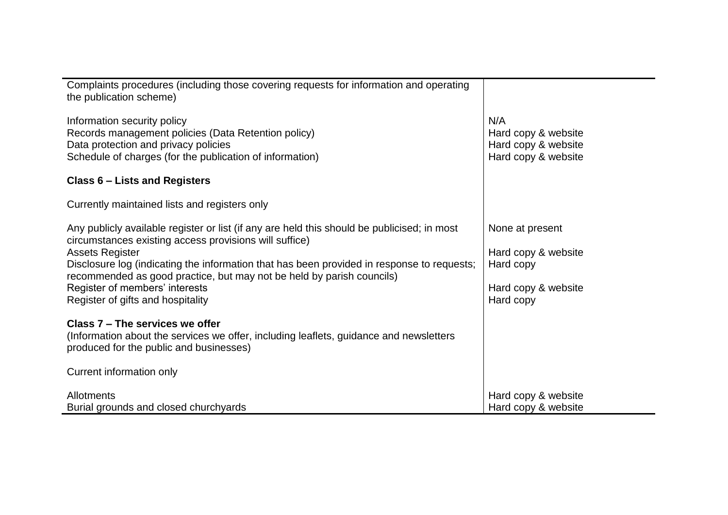| | |
|---|---|
| Complaints procedures (including those covering requests for information and operating the publication scheme) | |
| Information security policy | N/A |
| Records management policies (Data Retention policy) | Hard copy & website |
| Data protection and privacy policies | Hard copy & website |
| Schedule of charges (for the publication of information) | Hard copy & website |
| **Class 6 – Lists and Registers** | |
| Currently maintained lists and registers only | |
| Any publicly available register or list (if any are held this should be publicised; in most circumstances existing access provisions will suffice) | None at present |
| Assets Register | Hard copy & website |
| Disclosure log (indicating the information that has been provided in response to requests; recommended as good practice, but may not be held by parish councils) | Hard copy |
| Register of members' interests | Hard copy & website |
| Register of gifts and hospitality | Hard copy |
| **Class 7 – The services we offer** (Information about the services we offer, including leaflets, guidance and newsletters produced for the public and businesses) | |
| Current information only | |
| Allotments | Hard copy & website |
| Burial grounds and closed churchyards | Hard copy & website |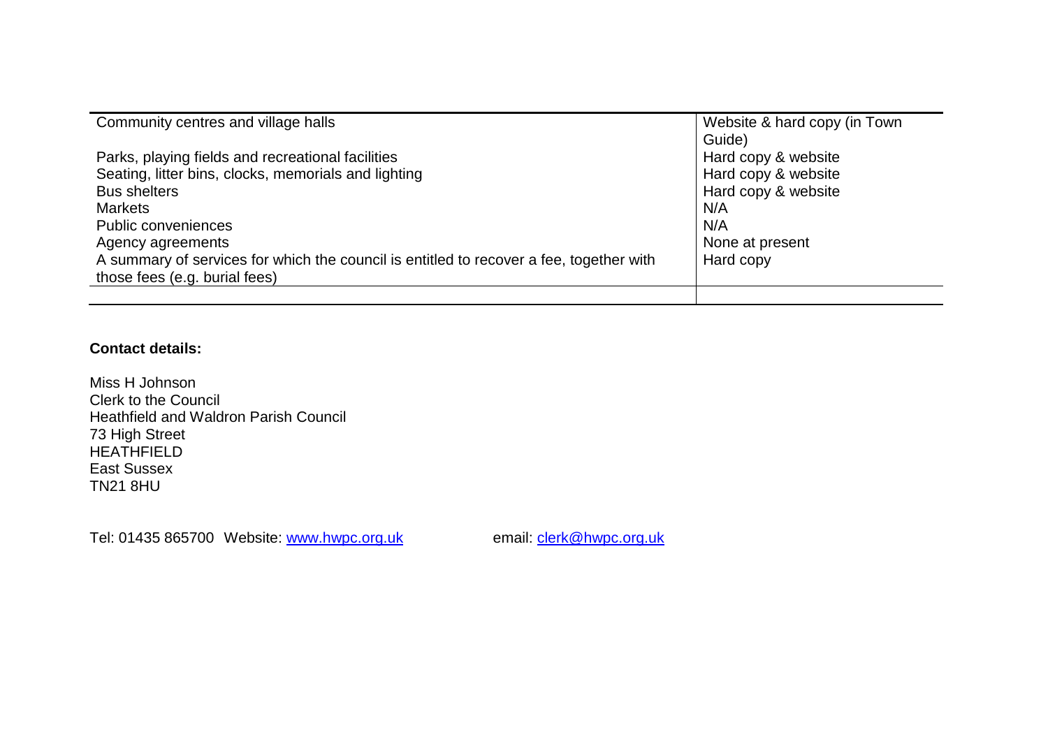| | |
|---|---|
| Community centres and village halls | Website & hard copy (in Town Guide) |
| Parks, playing fields and recreational facilities | Hard copy & website |
| Seating, litter bins, clocks, memorials and lighting | Hard copy & website |
| Bus shelters | Hard copy & website |
| Markets | N/A |
| Public conveniences | N/A |
| Agency agreements | None at present |
| A summary of services for which the council is entitled to recover a fee, together with those fees (e.g. burial fees) | Hard copy |
| | |

**Contact details:**

Miss H Johnson
Clerk to the Council
Heathfield and Waldron Parish Council
73 High Street
HEATHFIELD
East Sussex
TN21 8HU

Tel: 01435 865700 Website: www.hwpc.org.uk email: clerk@hwpc.org.uk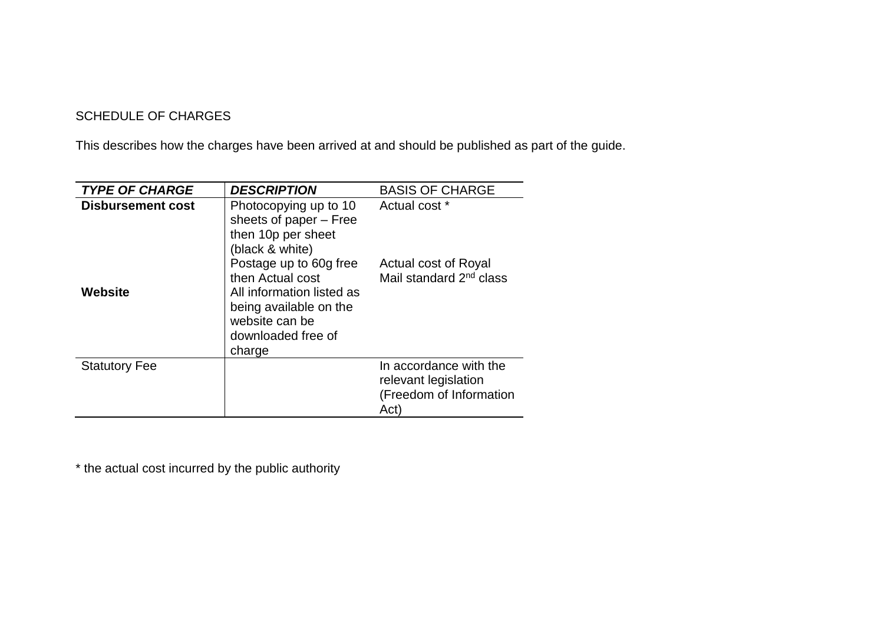SCHEDULE OF CHARGES

This describes how the charges have been arrived at and should be published as part of the guide.

| ***TYPE OF CHARGE*** | ***DESCRIPTION*** | BASIS OF CHARGE |
|---|---|---|
| **Disbursement cost** | Photocopying up to 10 sheets of paper – Free then 10p per sheet (black & white) | Actual cost * |
| | Postage up to 60g free then Actual cost | Actual cost of Royal Mail standard 2nd class |
| **Website** | All information listed as being available on the website can be downloaded free of charge | |
| Statutory Fee | | In accordance with the relevant legislation (Freedom of Information Act) |

* the actual cost incurred by the public authority